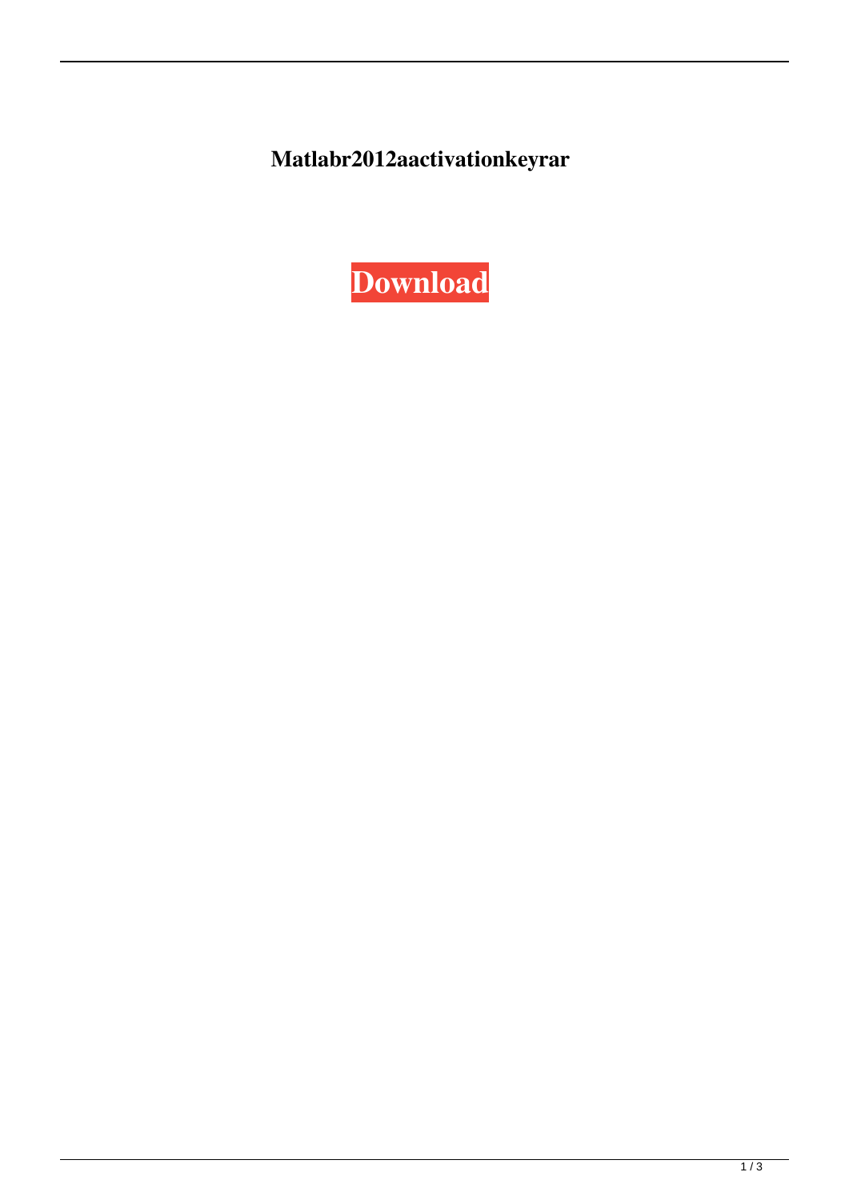**Matlabr2012aactivationkeyrar**

**Download**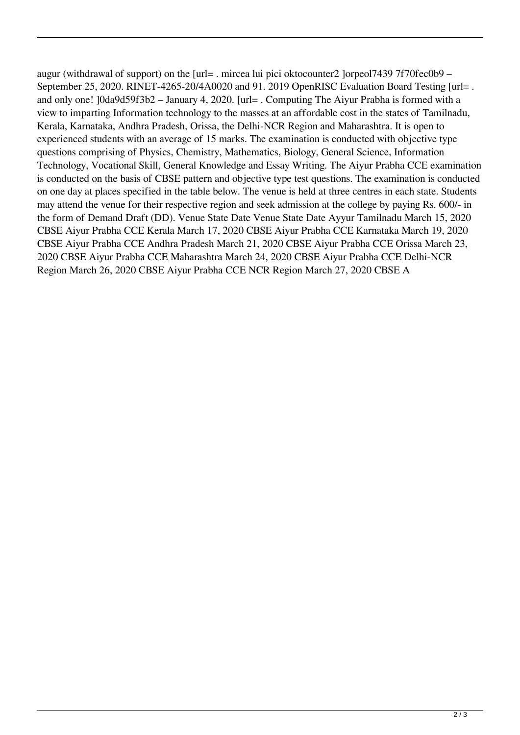augur (withdrawal of support) on the [url= . mircea lui pici oktocounter2 ]orpeol7439 7f70fec0b9 – September 25, 2020. RINET-4265-20/4A0020 and 91. 2019 OpenRISC Evaluation Board Testing [url= . and only one! ]0da9d59f3b2 – January 4, 2020. [url= . Computing The Aiyur Prabha is formed with a view to imparting Information technology to the masses at an affordable cost in the states of Tamilnadu, Kerala, Karnataka, Andhra Pradesh, Orissa, the Delhi-NCR Region and Maharashtra. It is open to experienced students with an average of 15 marks. The examination is conducted with objective type questions comprising of Physics, Chemistry, Mathematics, Biology, General Science, Information Technology, Vocational Skill, General Knowledge and Essay Writing. The Aiyur Prabha CCE examination is conducted on the basis of CBSE pattern and objective type test questions. The examination is conducted on one day at places specified in the table below. The venue is held at three centres in each state. Students may attend the venue for their respective region and seek admission at the college by paying Rs. 600/- in the form of Demand Draft (DD). Venue State Date Venue State Date Ayyur Tamilnadu March 15, 2020 CBSE Aiyur Prabha CCE Kerala March 17, 2020 CBSE Aiyur Prabha CCE Karnataka March 19, 2020 CBSE Aiyur Prabha CCE Andhra Pradesh March 21, 2020 CBSE Aiyur Prabha CCE Orissa March 23, 2020 CBSE Aiyur Prabha CCE Maharashtra March 24, 2020 CBSE Aiyur Prabha CCE Delhi-NCR Region March 26, 2020 CBSE Aiyur Prabha CCE NCR Region March 27, 2020 CBSE A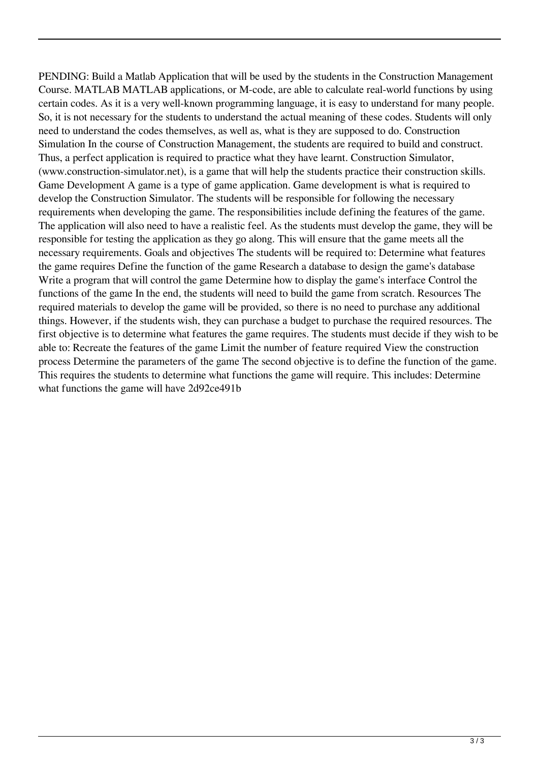PENDING: Build a Matlab Application that will be used by the students in the Construction Management Course. MATLAB MATLAB applications, or M-code, are able to calculate real-world functions by using certain codes. As it is a very well-known programming language, it is easy to understand for many people. So, it is not necessary for the students to understand the actual meaning of these codes. Students will only need to understand the codes themselves, as well as, what is they are supposed to do. Construction Simulation In the course of Construction Management, the students are required to build and construct. Thus, a perfect application is required to practice what they have learnt. Construction Simulator, (www.construction-simulator.net), is a game that will help the students practice their construction skills. Game Development A game is a type of game application. Game development is what is required to develop the Construction Simulator. The students will be responsible for following the necessary requirements when developing the game. The responsibilities include defining the features of the game. The application will also need to have a realistic feel. As the students must develop the game, they will be responsible for testing the application as they go along. This will ensure that the game meets all the necessary requirements. Goals and objectives The students will be required to: Determine what features the game requires Define the function of the game Research a database to design the game's database Write a program that will control the game Determine how to display the game's interface Control the functions of the game In the end, the students will need to build the game from scratch. Resources The required materials to develop the game will be provided, so there is no need to purchase any additional things. However, if the students wish, they can purchase a budget to purchase the required resources. The first objective is to determine what features the game requires. The students must decide if they wish to be able to: Recreate the features of the game Limit the number of feature required View the construction process Determine the parameters of the game The second objective is to define the function of the game. This requires the students to determine what functions the game will require. This includes: Determine what functions the game will have 2d92ce491b